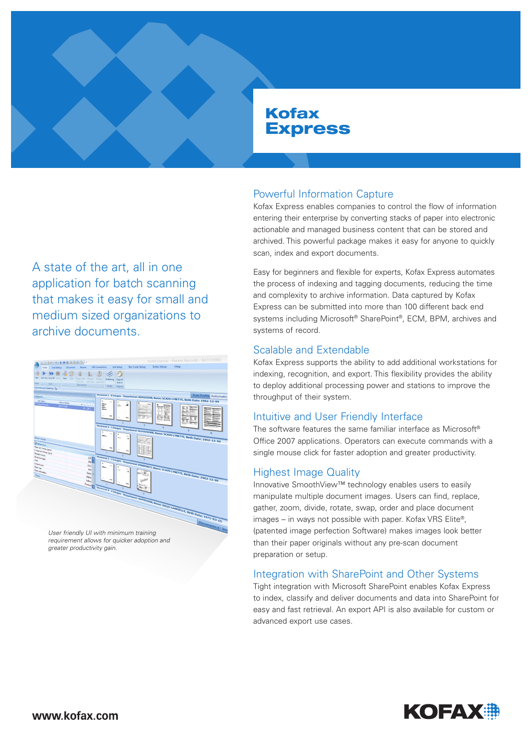# Kofax Express

A state of the art, all in one application for batch scanning that makes it easy for small and medium sized organizations to archive documents.

*User friendly UI with minimum training requirement allows for quicker adoption and greater productivity gain.*

## Powerful Information Capture

Kofax Express enables companies to control the flow of information entering their enterprise by converting stacks of paper into electronic actionable and managed business content that can be stored and archived. This powerful package makes it easy for anyone to quickly scan, index and export documents.

Easy for beginners and flexible for experts, Kofax Express automates the process of indexing and tagging documents, reducing the time and complexity to archive information. Data captured by Kofax Express can be submitted into more than 100 different back end systems including Microsoft® SharePoint®, ECM, BPM, archives and systems of record.

## Scalable and Extendable

Kofax Express supports the ability to add additional workstations for indexing, recognition, and export. This flexibility provides the ability to deploy additional processing power and stations to improve the throughput of their system.

## Intuitive and User Friendly Interface

The software features the same familiar interface as Microsoft® Office 2007 applications. Operators can execute commands with a single mouse click for faster adoption and greater productivity.

## Highest Image Quality

Innovative SmoothView™ technology enables users to easily manipulate multiple document images. Users can find, replace, gather, zoom, divide, rotate, swap, order and place document images – in ways not possible with paper. Kofax VRS Elite®, (patented image perfection Software) makes images look better than their paper originals without any pre-scan document preparation or setup.

## Integration with SharePoint and Other Systems

Tight integration with Microsoft SharePoint enables Kofax Express to index, classify and deliver documents and data into SharePoint for easy and fast retrieval. An export API is also available for custom or advanced export use cases.

www.kofax.com

KOFAX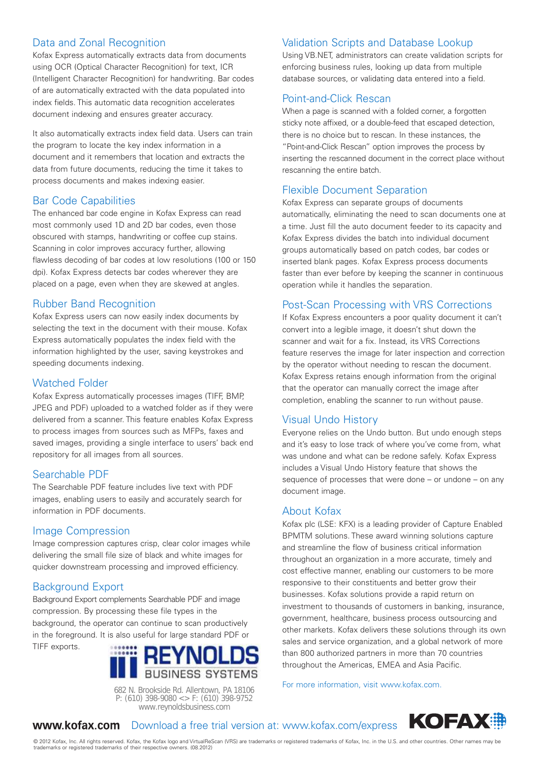## Data and Zonal Recognition

Kofax Express automatically extracts data from documents using OCR (Optical Character Recognition) for text, ICR (Intelligent Character Recognition) for handwriting. Bar codes of are automatically extracted with the data populated into index fields. This automatic data recognition accelerates document indexing and ensures greater accuracy.

It also automatically extracts index field data. Users can train the program to locate the key index information in a document and it remembers that location and extracts the data from future documents, reducing the time it takes to process documents and makes indexing easier.

## Bar Code Capabilities

The enhanced bar code engine in Kofax Express can read most commonly used 1D and 2D bar codes, even those obscured with stamps, handwriting or coffee cup stains. Scanning in color improves accuracy further, allowing flawless decoding of bar codes at low resolutions (100 or 150 dpi). Kofax Express detects bar codes wherever they are placed on a page, even when they are skewed at angles.

## Rubber Band Recognition

Kofax Express users can now easily index documents by selecting the text in the document with their mouse. Kofax Express automatically populates the index field with the information highlighted by the user, saving keystrokes and speeding documents indexing.

## Watched Folder

Kofax Express automatically processes images (TIFF, BMP, JPEG and PDF) uploaded to a watched folder as if they were delivered from a scanner. This feature enables Kofax Express to process images from sources such as MFPs, faxes and saved images, providing a single interface to users' back end repository for all images from all sources.

## Searchable PDF

The Searchable PDF feature includes live text with PDF images, enabling users to easily and accurately search for information in PDF documents.

## Image Compression

Image compression captures crisp, clear color images while delivering the small file size of black and white images for quicker downstream processing and improved efficiency.

## Background Export

Background Export complements Searchable PDF and image compression. By processing these file types in the background, the operator can continue to scan productively in the foreground. It is also useful for large standard PDF or TIFF exports.

REYNOLDS BUSINESS SYSTEMS

682 N. Brookside Rd. Allentown, PA 18106
P: (610) 398-9080 <> F: (610) 398-9752
www.reynoldsbusiness.com

## Validation Scripts and Database Lookup

Using VB.NET, administrators can create validation scripts for enforcing business rules, looking up data from multiple database sources, or validating data entered into a field.

## Point-and-Click Rescan

When a page is scanned with a folded corner, a forgotten sticky note affixed, or a double-feed that escaped detection, there is no choice but to rescan. In these instances, the "Point-and-Click Rescan" option improves the process by inserting the rescanned document in the correct place without rescanning the entire batch.

## Flexible Document Separation

Kofax Express can separate groups of documents automatically, eliminating the need to scan documents one at a time. Just fill the auto document feeder to its capacity and Kofax Express divides the batch into individual document groups automatically based on patch codes, bar codes or inserted blank pages. Kofax Express process documents faster than ever before by keeping the scanner in continuous operation while it handles the separation.

## Post-Scan Processing with VRS Corrections

If Kofax Express encounters a poor quality document it can't convert into a legible image, it doesn't shut down the scanner and wait for a fix. Instead, its VRS Corrections feature reserves the image for later inspection and correction by the operator without needing to rescan the document. Kofax Express retains enough information from the original that the operator can manually correct the image after completion, enabling the scanner to run without pause.

## Visual Undo History

Everyone relies on the Undo button. But undo enough steps and it's easy to lose track of where you've come from, what was undone and what can be redone safely. Kofax Express includes a Visual Undo History feature that shows the sequence of processes that were done – or undone – on any document image.

## About Kofax

Kofax plc (LSE: KFX) is a leading provider of Capture Enabled BPMTM solutions. These award winning solutions capture and streamline the flow of business critical information throughout an organization in a more accurate, timely and cost effective manner, enabling our customers to be more responsive to their constituents and better grow their businesses. Kofax solutions provide a rapid return on investment to thousands of customers in banking, insurance, government, healthcare, business process outsourcing and other markets. Kofax delivers these solutions through its own sales and service organization, and a global network of more than 800 authorized partners in more than 70 countries throughout the Americas, EMEA and Asia Pacific.

For more information, visit www.kofax.com.

**www.kofax.com** Download a free trial version at: www.kofax.com/express

KOFAX

© 2012 Kofax, Inc. All rights reserved. Kofax, the Kofax logo and VirtualReScan (VRS) are trademarks or registered trademarks of Kofax, Inc. in the U.S. and other countries. Other names may be trademarks or registered trademarks of their respective owners. (08.2012)